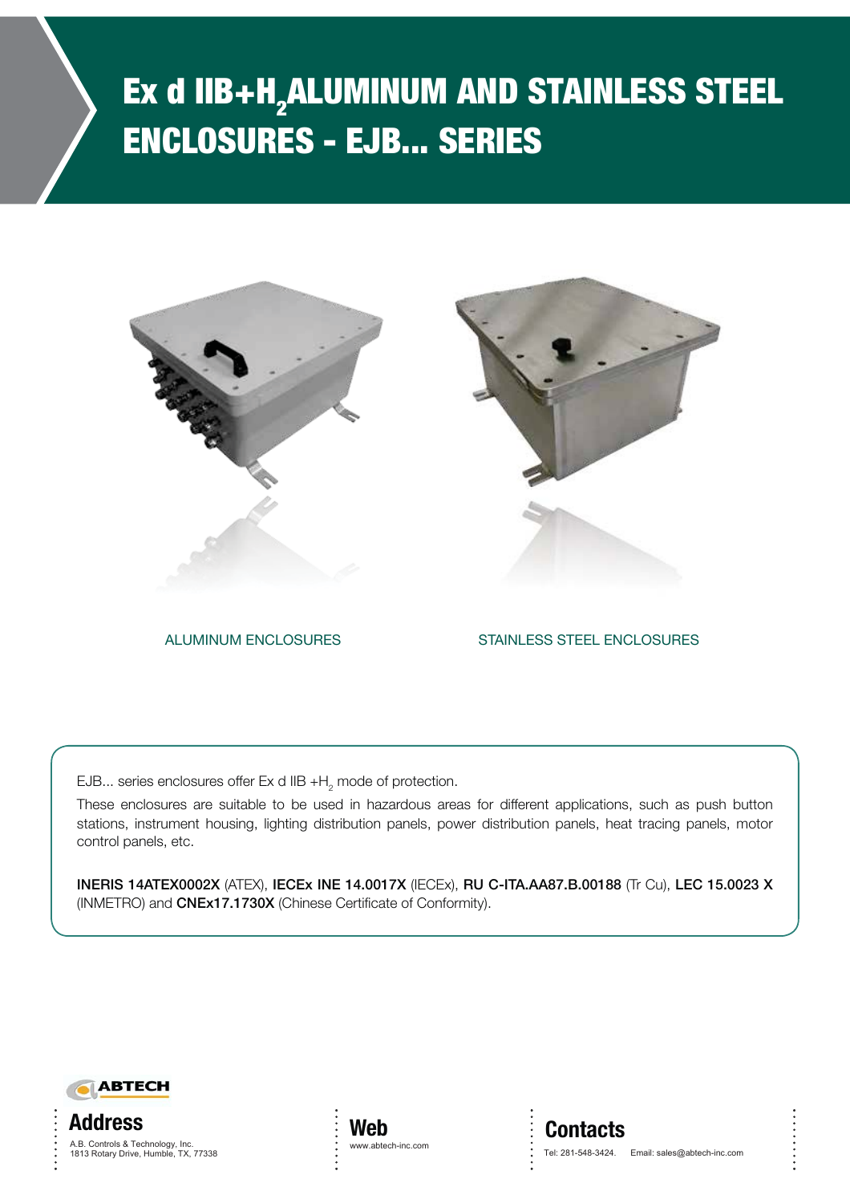# Ex d IIB+$H_2$ ALUMINUM AND STAINLESS STEEL ENCLOSURES - EJB... SERIES

ALUMINUM ENCLOSURES

STAINLESS STEEL ENCLOSURES

EJB... series enclosures offer Ex d IIB +$H_2$ mode of protection.

These enclosures are suitable to be used in hazardous areas for different applications, such as push button stations, instrument housing, lighting distribution panels, power distribution panels, heat tracing panels, motor control panels, etc.

**INERIS 14ATEX0002X** (ATEX), **IECEx INE 14.0017X** (IECEx), **RU C-ITA.AA87.B.00188** (Tr Cu), **LEC 15.0023 X** (INMETRO) and **CNEx17.1730X** (Chinese Certificate of Conformity).

ABTECH

**Address**

A.B. Controls & Technology, Inc.
1813 Rotary Drive, Humble, TX, 77338

**Web**

www.abtech-inc.com

**Contacts**

Tel: 281-548-3424. Email: sales@abtech-inc.com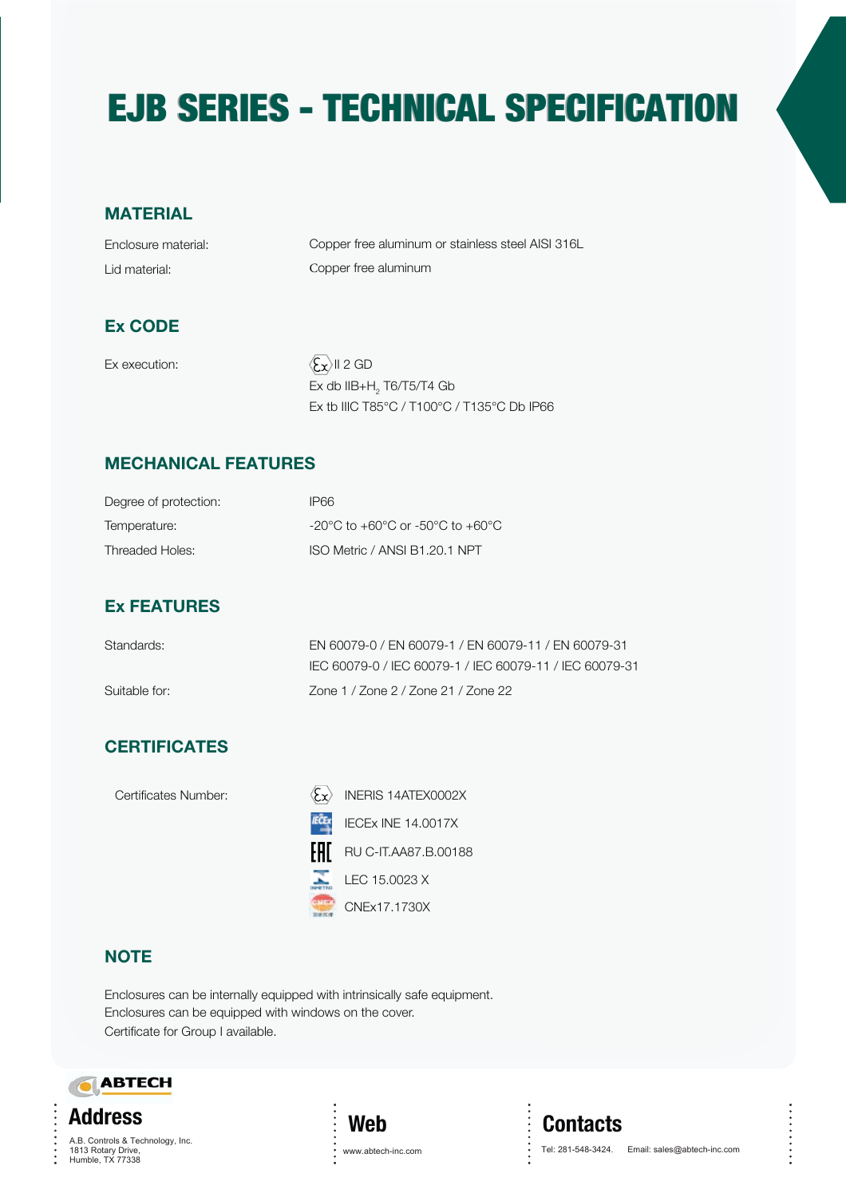# EJB SERIES - TECHNICAL SPECIFICATION

## MATERIAL

| | |
|---|---|
| Enclosure material: | Copper free aluminum or stainless steel AISI 316L |
| Lid material: | Copper free aluminum |

## Ex CODE

| | |
|---|---|
| Ex execution: | Ex II 2 GD |
| | Ex db IIB+$H_2$ T6/T5/T4 Gb |
| | Ex tb IIIC T85°C / T100°C / T135°C Db IP66 |

## MECHANICAL FEATURES

| | |
|---|---|
| Degree of protection: | IP66 |
| Temperature: | -20°C to +60°C or -50°C to +60°C |
| Threaded Holes: | ISO Metric / ANSI B1.20.1 NPT |

## Ex FEATURES

| | |
|---|---|
| Standards: | EN 60079-0 / EN 60079-1 / EN 60079-11 / EN 60079-31 |
| | IEC 60079-0 / IEC 60079-1 / IEC 60079-11 / IEC 60079-31 |
| Suitable for: | Zone 1 / Zone 2 / Zone 21 / Zone 22 |

## CERTIFICATES

| | |
|---|---|
| Certificates Number: | INERIS 14ATEX0002X |
| | IECEx INE 14.0017X |
| | RU C-IT.AA87.B.00188 |
| | LEC 15.0023 X |
| | CNEx17.1730X |

## NOTE

Enclosures can be internally equipped with intrinsically safe equipment.
Enclosures can be equipped with windows on the cover.
Certificate for Group I available.

ABTECH

**Address**

A.B. Controls & Technology, Inc.
1813 Rotary Drive,
Humble, TX 77338

**Web**

www.abtech-inc.com

**Contacts**

Tel: 281-548-3424. Email: sales@abtech-inc.com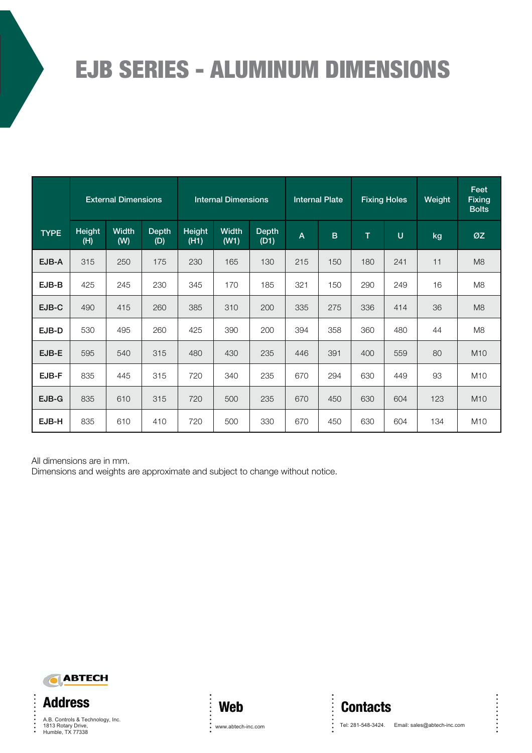# EJB SERIES - ALUMINUM DIMENSIONS

| TYPE | External Dimensions | | | Internal Dimensions | | | Internal Plate | | Fixing Holes | | Weight | Feet Fixing Bolts |
|---|---|---|---|---|---|---|---|---|---|---|---|---|
| | Height (H) | Width (W) | Depth (D) | Height (H1) | Width (W1) | Depth (D1) | A | B | T | U | kg | ØZ |
| EJB-A | 315 | 250 | 175 | 230 | 165 | 130 | 215 | 150 | 180 | 241 | 11 | M8 |
| EJB-B | 425 | 245 | 230 | 345 | 170 | 185 | 321 | 150 | 290 | 249 | 16 | M8 |
| EJB-C | 490 | 415 | 260 | 385 | 310 | 200 | 335 | 275 | 336 | 414 | 36 | M8 |
| EJB-D | 530 | 495 | 260 | 425 | 390 | 200 | 394 | 358 | 360 | 480 | 44 | M8 |
| EJB-E | 595 | 540 | 315 | 480 | 430 | 235 | 446 | 391 | 400 | 559 | 80 | M10 |
| EJB-F | 835 | 445 | 315 | 720 | 340 | 235 | 670 | 294 | 630 | 449 | 93 | M10 |
| EJB-G | 835 | 610 | 315 | 720 | 500 | 235 | 670 | 450 | 630 | 604 | 123 | M10 |
| EJB-H | 835 | 610 | 410 | 720 | 500 | 330 | 670 | 450 | 630 | 604 | 134 | M10 |

All dimensions are in mm.
Dimensions and weights are approximate and subject to change without notice.

ABTECH

**Address**

A.B. Controls & Technology, Inc.
1813 Rotary Drive,
Humble, TX 77338

**Web**

www.abtech-inc.com

**Contacts**

Tel: 281-548-3424. Email: sales@abtech-inc.com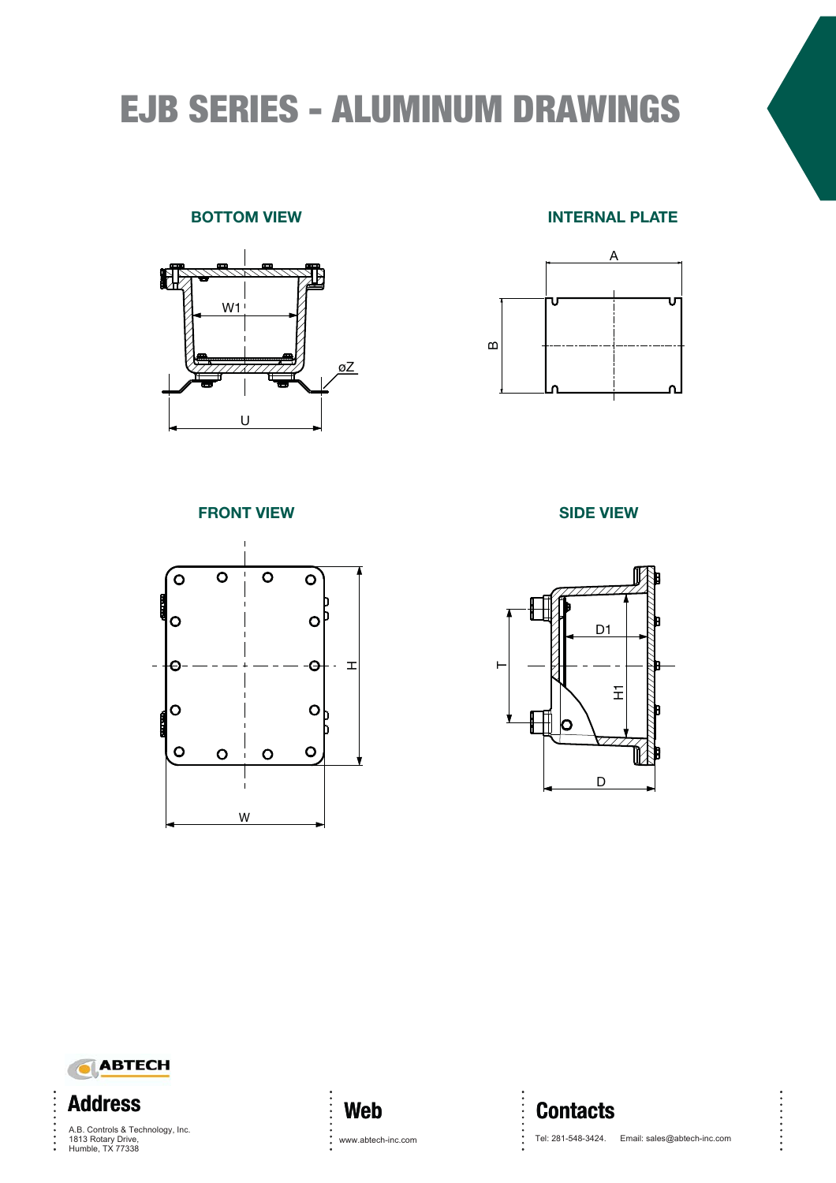# EJB SERIES - ALUMINUM DRAWINGS

### BOTTOM VIEW

W1

øZ

U

### INTERNAL PLATE

A

B

### FRONT VIEW

H

W

### SIDE VIEW

D1

T

H1

D

## Address

A.B. Controls & Technology, Inc.
1813 Rotary Drive,
Humble, TX 77338

## Web

www.abtech-inc.com

## Contacts

Tel: 281-548-3424. Email: sales@abtech-inc.com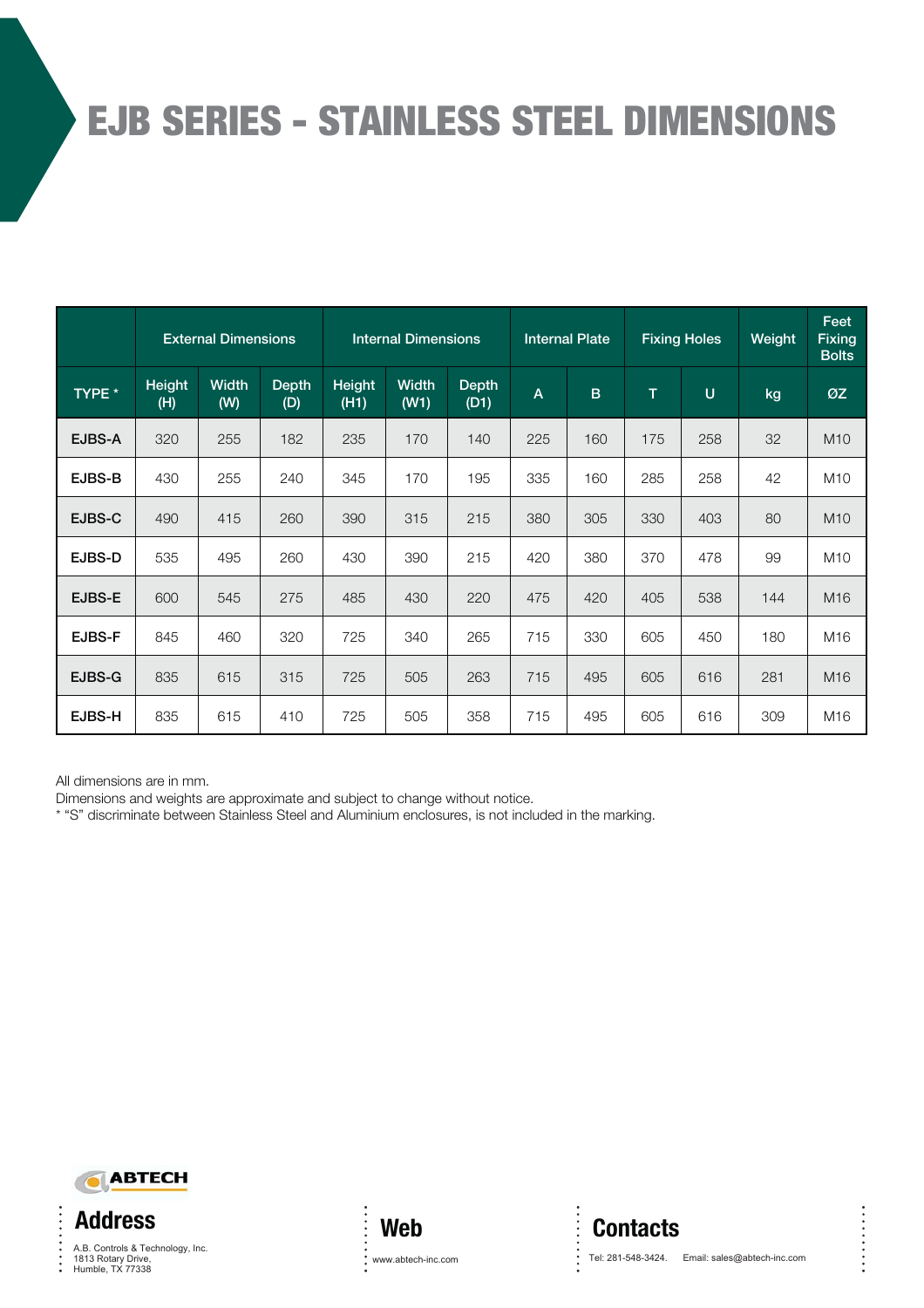# EJB SERIES - STAINLESS STEEL DIMENSIONS

| | External Dimensions | | | Internal Dimensions | | | Internal Plate | | Fixing Holes | | Weight | Feet Fixing Bolts |
|---|---|---|---|---|---|---|---|---|---|---|---|---|
| TYPE * | Height (H) | Width (W) | Depth (D) | Height (H1) | Width (W1) | Depth (D1) | A | B | T | U | kg | ØZ |
| EJBS-A | 320 | 255 | 182 | 235 | 170 | 140 | 225 | 160 | 175 | 258 | 32 | M10 |
| EJBS-B | 430 | 255 | 240 | 345 | 170 | 195 | 335 | 160 | 285 | 258 | 42 | M10 |
| EJBS-C | 490 | 415 | 260 | 390 | 315 | 215 | 380 | 305 | 330 | 403 | 80 | M10 |
| EJBS-D | 535 | 495 | 260 | 430 | 390 | 215 | 420 | 380 | 370 | 478 | 99 | M10 |
| EJBS-E | 600 | 545 | 275 | 485 | 430 | 220 | 475 | 420 | 405 | 538 | 144 | M16 |
| EJBS-F | 845 | 460 | 320 | 725 | 340 | 265 | 715 | 330 | 605 | 450 | 180 | M16 |
| EJBS-G | 835 | 615 | 315 | 725 | 505 | 263 | 715 | 495 | 605 | 616 | 281 | M16 |
| EJBS-H | 835 | 615 | 410 | 725 | 505 | 358 | 715 | 495 | 605 | 616 | 309 | M16 |

All dimensions are in mm.
Dimensions and weights are approximate and subject to change without notice.
* "S" discriminate between Stainless Steel and Aluminium enclosures, is not included in the marking.

ABTECH

**Address**

A.B. Controls & Technology, Inc.
1813 Rotary Drive,
Humble, TX 77338

**Web**

www.abtech-inc.com

**Contacts**

Tel: 281-548-3424. Email: sales@abtech-inc.com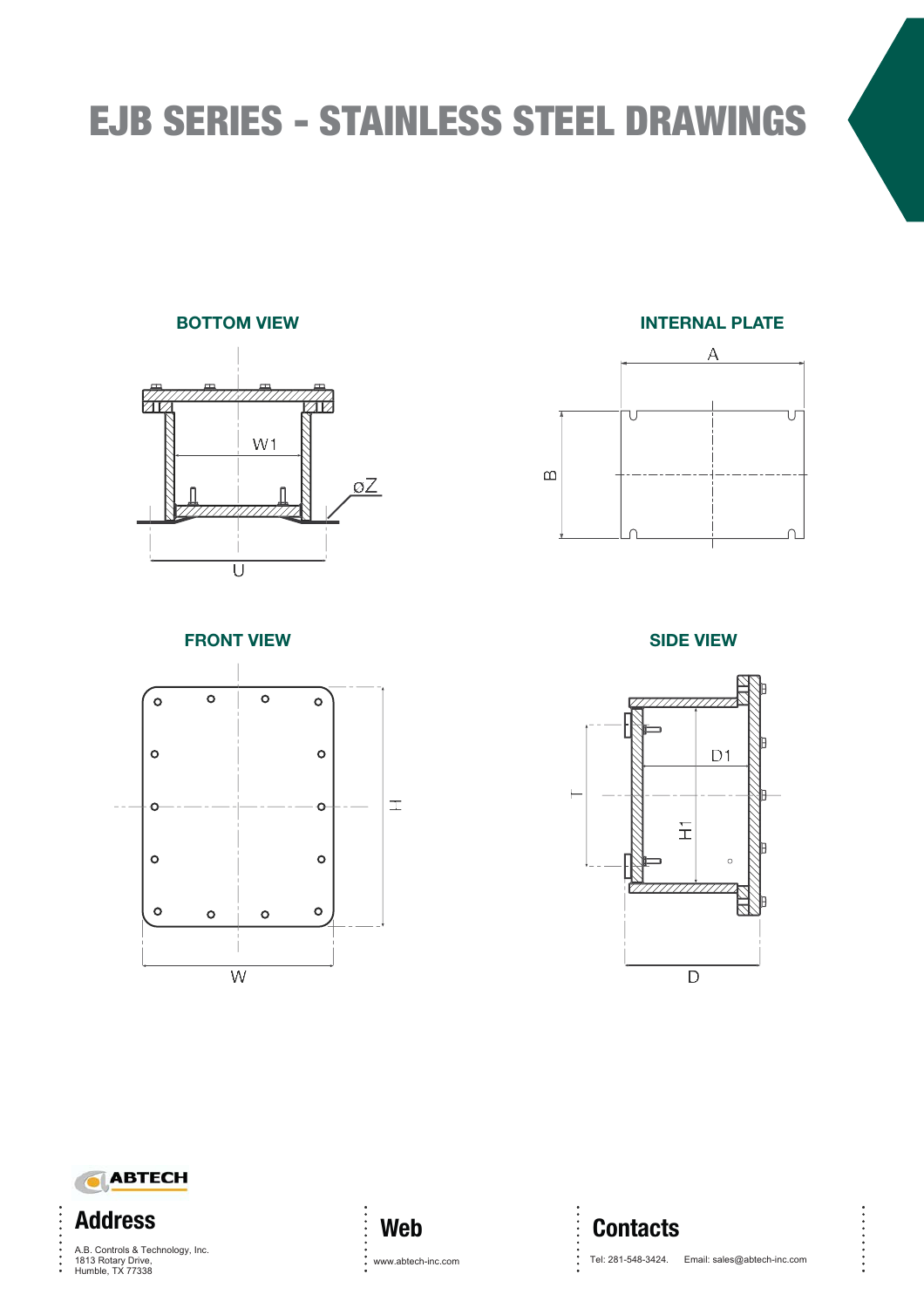# EJB SERIES - STAINLESS STEEL DRAWINGS

### BOTTOM VIEW

W1

øZ

U

### INTERNAL PLATE

A

B

### FRONT VIEW

H

W

### SIDE VIEW

D1

T

H1

D

## Address

A.B. Controls & Technology, Inc.
1813 Rotary Drive,
Humble, TX 77338

## Web

www.abtech-inc.com

## Contacts

Tel: 281-548-3424. Email: sales@abtech-inc.com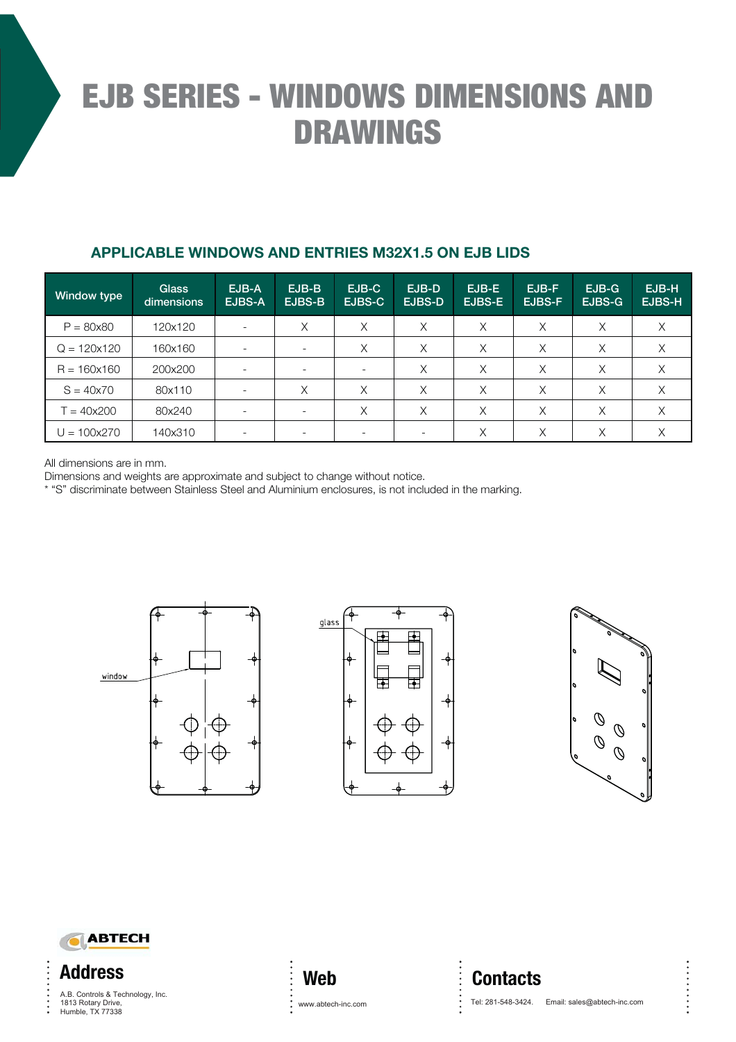# EJB SERIES - WINDOWS DIMENSIONS AND DRAWINGS

## APPLICABLE WINDOWS AND ENTRIES M32X1.5 ON EJB LIDS

| Window type | Glass dimensions | EJB-A EJBS-A | EJB-B EJBS-B | EJB-C EJBS-C | EJB-D EJBS-D | EJB-E EJBS-E | EJB-F EJBS-F | EJB-G EJBS-G | EJB-H EJBS-H |
|---|---|---|---|---|---|---|---|---|---|
| P = 80x80 | 120x120 | - | X | X | X | X | X | X | X |
| Q = 120x120 | 160x160 | - | - | X | X | X | X | X | X |
| R = 160x160 | 200x200 | - | - | - | X | X | X | X | X |
| S = 40x70 | 80x110 | - | X | X | X | X | X | X | X |
| T = 40x200 | 80x240 | - | - | X | X | X | X | X | X |
| U = 100x270 | 140x310 | - | - | - | - | X | X | X | X |

All dimensions are in mm.
Dimensions and weights are approximate and subject to change without notice.
* "S" discriminate between Stainless Steel and Aluminium enclosures, is not included in the marking.

window

glass

ABTECH

**Address**
A.B. Controls & Technology, Inc.
1813 Rotary Drive,
Humble, TX 77338

**Web**
www.abtech-inc.com

**Contacts**
Tel: 281-548-3424. Email: sales@abtech-inc.com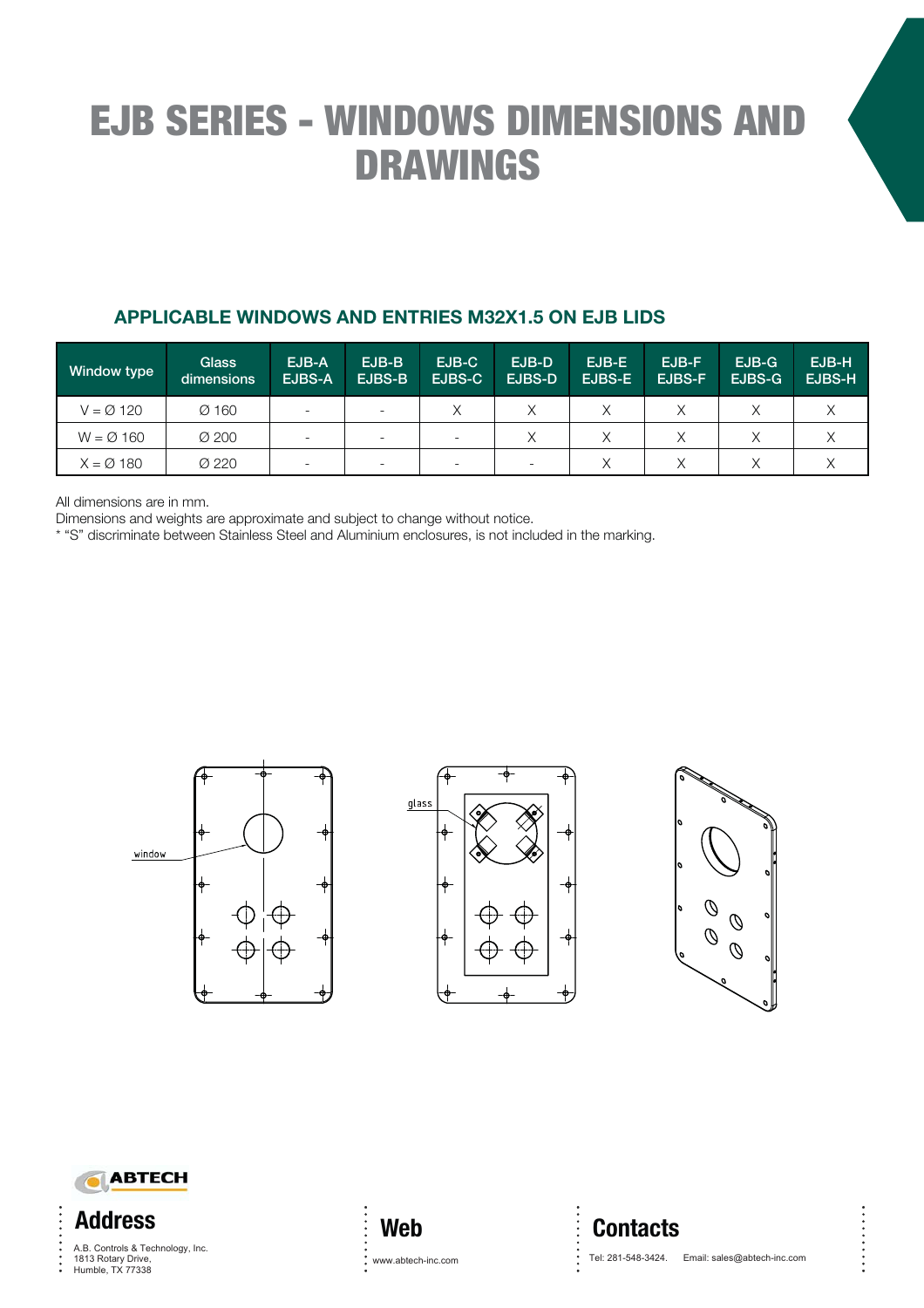# EJB SERIES - WINDOWS DIMENSIONS AND DRAWINGS

## APPLICABLE WINDOWS AND ENTRIES M32X1.5 ON EJB LIDS

| Window type | Glass dimensions | EJB-A EJBS-A | EJB-B EJBS-B | EJB-C EJBS-C | EJB-D EJBS-D | EJB-E EJBS-E | EJB-F EJBS-F | EJB-G EJBS-G | EJB-H EJBS-H |
|---|---|---|---|---|---|---|---|---|---|
| V = Ø 120 | Ø 160 | - | - | X | X | X | X | X | X |
| W = Ø 160 | Ø 200 | - | - | - | X | X | X | X | X |
| X = Ø 180 | Ø 220 | - | - | - | - | X | X | X | X |

All dimensions are in mm.
Dimensions and weights are approximate and subject to change without notice.
* "S" discriminate between Stainless Steel and Aluminium enclosures, is not included in the marking.

window

glass

**Address**
A.B. Controls & Technology, Inc.
1813 Rotary Drive,
Humble, TX 77338

**Web**
www.abtech-inc.com

**Contacts**
Tel: 281-548-3424. Email: sales@abtech-inc.com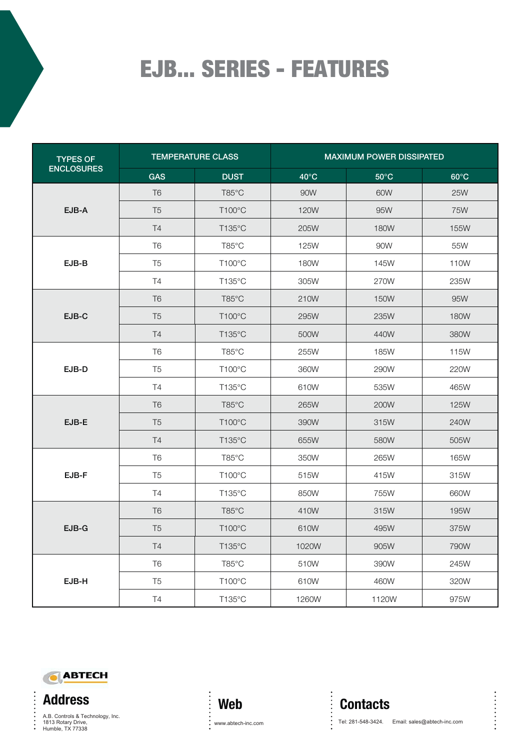# EJB... SERIES - FEATURES

| TYPES OF ENCLOSURES | TEMPERATURE CLASS | | MAXIMUM POWER DISSIPATED | | |
|---|---|---|---|---|---|
| | GAS | DUST | 40°C | 50°C | 60°C |
| EJB-A | T6 | T85°C | 90W | 60W | 25W |
| | T5 | T100°C | 120W | 95W | 75W |
| | T4 | T135°C | 205W | 180W | 155W |
| EJB-B | T6 | T85°C | 125W | 90W | 55W |
| | T5 | T100°C | 180W | 145W | 110W |
| | T4 | T135°C | 305W | 270W | 235W |
| EJB-C | T6 | T85°C | 210W | 150W | 95W |
| | T5 | T100°C | 295W | 235W | 180W |
| | T4 | T135°C | 500W | 440W | 380W |
| EJB-D | T6 | T85°C | 255W | 185W | 115W |
| | T5 | T100°C | 360W | 290W | 220W |
| | T4 | T135°C | 610W | 535W | 465W |
| EJB-E | T6 | T85°C | 265W | 200W | 125W |
| | T5 | T100°C | 390W | 315W | 240W |
| | T4 | T135°C | 655W | 580W | 505W |
| EJB-F | T6 | T85°C | 350W | 265W | 165W |
| | T5 | T100°C | 515W | 415W | 315W |
| | T4 | T135°C | 850W | 755W | 660W |
| EJB-G | T6 | T85°C | 410W | 315W | 195W |
| | T5 | T100°C | 610W | 495W | 375W |
| | T4 | T135°C | 1020W | 905W | 790W |
| EJB-H | T6 | T85°C | 510W | 390W | 245W |
| | T5 | T100°C | 610W | 460W | 320W |
| | T4 | T135°C | 1260W | 1120W | 975W |

ABTECH

**Address**

A.B. Controls & Technology, Inc.
1813 Rotary Drive,
Humble, TX 77338

**Web**

www.abtech-inc.com

**Contacts**

Tel: 281-548-3424. Email: sales@abtech-inc.com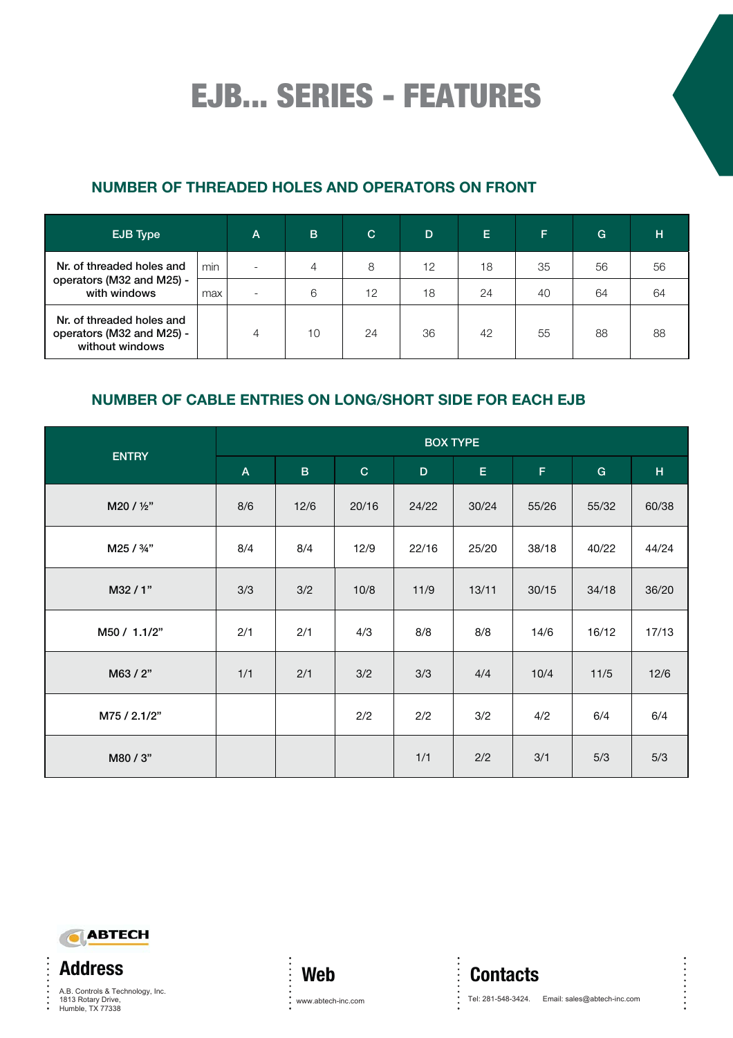# EJB... SERIES - FEATURES

## NUMBER OF THREADED HOLES AND OPERATORS ON FRONT

| EJB Type | | A | B | C | D | E | F | G | H |
|---|---|---|---|---|---|---|---|---|---|
| Nr. of threaded holes and operators (M32 and M25) - with windows | min | - | 4 | 8 | 12 | 18 | 35 | 56 | 56 |
| | max | - | 6 | 12 | 18 | 24 | 40 | 64 | 64 |
| Nr. of threaded holes and operators (M32 and M25) - without windows | | 4 | 10 | 24 | 36 | 42 | 55 | 88 | 88 |

## NUMBER OF CABLE ENTRIES ON LONG/SHORT SIDE FOR EACH EJB

| ENTRY | BOX TYPE | | | | | | | |
|---|---|---|---|---|---|---|---|---|
| | A | B | C | D | E | F | G | H |
| M20 / ½" | 8/6 | 12/6 | 20/16 | 24/22 | 30/24 | 55/26 | 55/32 | 60/38 |
| M25 / ¾" | 8/4 | 8/4 | 12/9 | 22/16 | 25/20 | 38/18 | 40/22 | 44/24 |
| M32 / 1" | 3/3 | 3/2 | 10/8 | 11/9 | 13/11 | 30/15 | 34/18 | 36/20 |
| M50 / 1.1/2" | 2/1 | 2/1 | 4/3 | 8/8 | 8/8 | 14/6 | 16/12 | 17/13 |
| M63 / 2" | 1/1 | 2/1 | 3/2 | 3/3 | 4/4 | 10/4 | 11/5 | 12/6 |
| M75 / 2.1/2" | | | 2/2 | 2/2 | 3/2 | 4/2 | 6/4 | 6/4 |
| M80 / 3" | | | | 1/1 | 2/2 | 3/1 | 5/3 | 5/3 |

ABTECH

**Address**

A.B. Controls & Technology, Inc.
1813 Rotary Drive,
Humble, TX 77338

**Web**

www.abtech-inc.com

**Contacts**

Tel: 281-548-3424. Email: sales@abtech-inc.com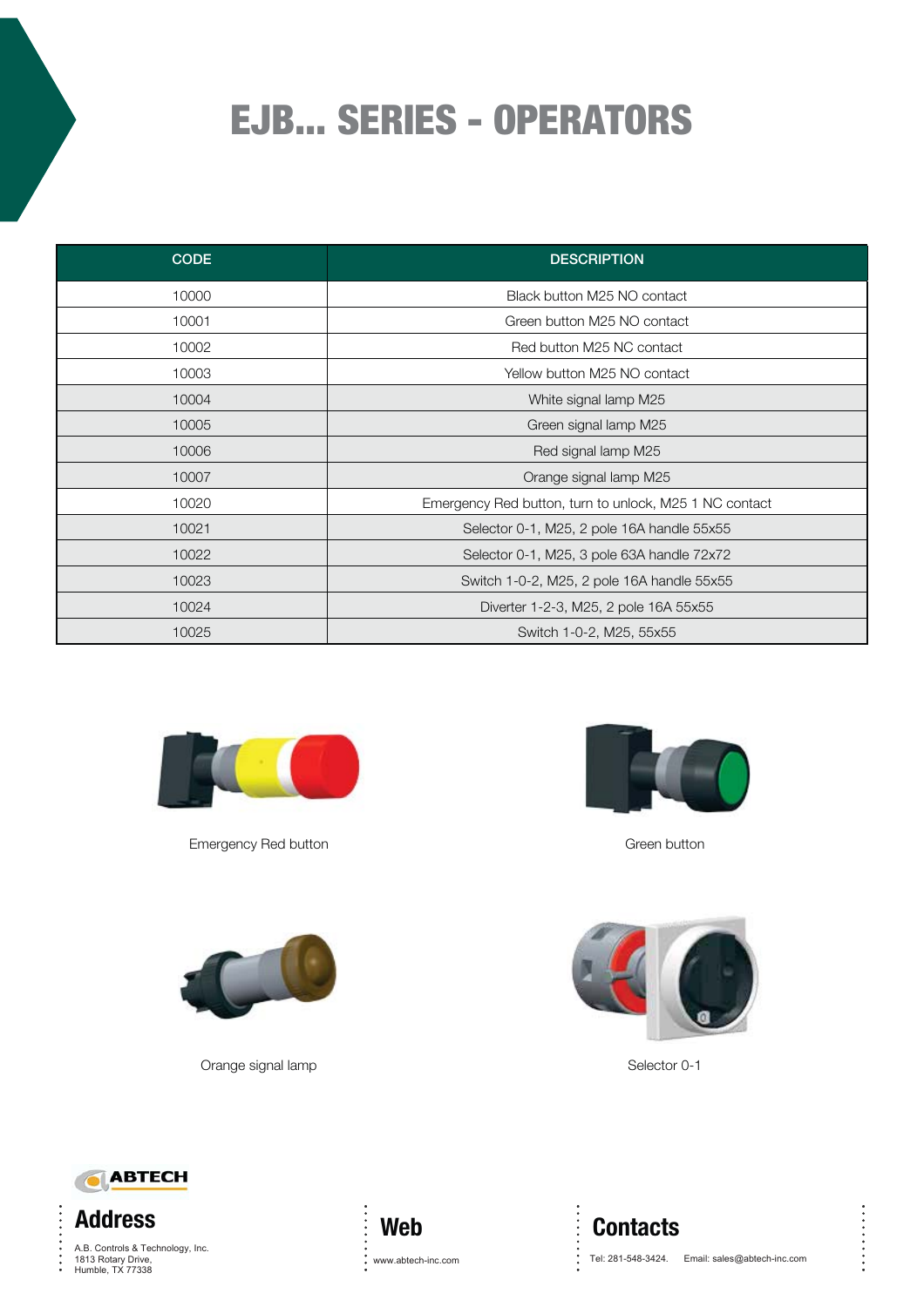# EJB... SERIES - OPERATORS

| CODE | DESCRIPTION |
| --- | --- |
| 10000 | Black button M25 NO contact |
| 10001 | Green button M25 NO contact |
| 10002 | Red button M25 NC contact |
| 10003 | Yellow button M25 NO contact |
| 10004 | White signal lamp M25 |
| 10005 | Green signal lamp M25 |
| 10006 | Red signal lamp M25 |
| 10007 | Orange signal lamp M25 |
| 10020 | Emergency Red button, turn to unlock, M25 1 NC contact |
| 10021 | Selector 0-1, M25, 2 pole 16A handle 55x55 |
| 10022 | Selector 0-1, M25, 3 pole 63A handle 72x72 |
| 10023 | Switch 1-0-2, M25, 2 pole 16A handle 55x55 |
| 10024 | Diverter 1-2-3, M25, 2 pole 16A 55x55 |
| 10025 | Switch 1-0-2, M25, 55x55 |

Emergency Red button

Green button

Orange signal lamp

Selector 0-1

ABTECH

## Address

A.B. Controls & Technology, Inc.
1813 Rotary Drive,
Humble, TX 77338

## Web

www.abtech-inc.com

## Contacts

Tel: 281-548-3424. Email: sales@abtech-inc.com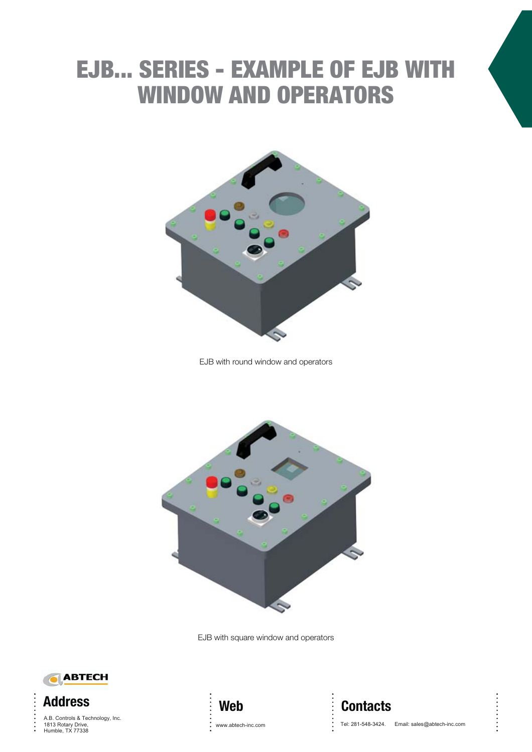# EJB... SERIES - EXAMPLE OF EJB WITH WINDOW AND OPERATORS

EJB with round window and operators

EJB with square window and operators

ABTECH

## Address

A.B. Controls & Technology, Inc.
1813 Rotary Drive,
Humble, TX 77338

## Web

www.abtech-inc.com

## Contacts

Tel: 281-548-3424. Email: sales@abtech-inc.com